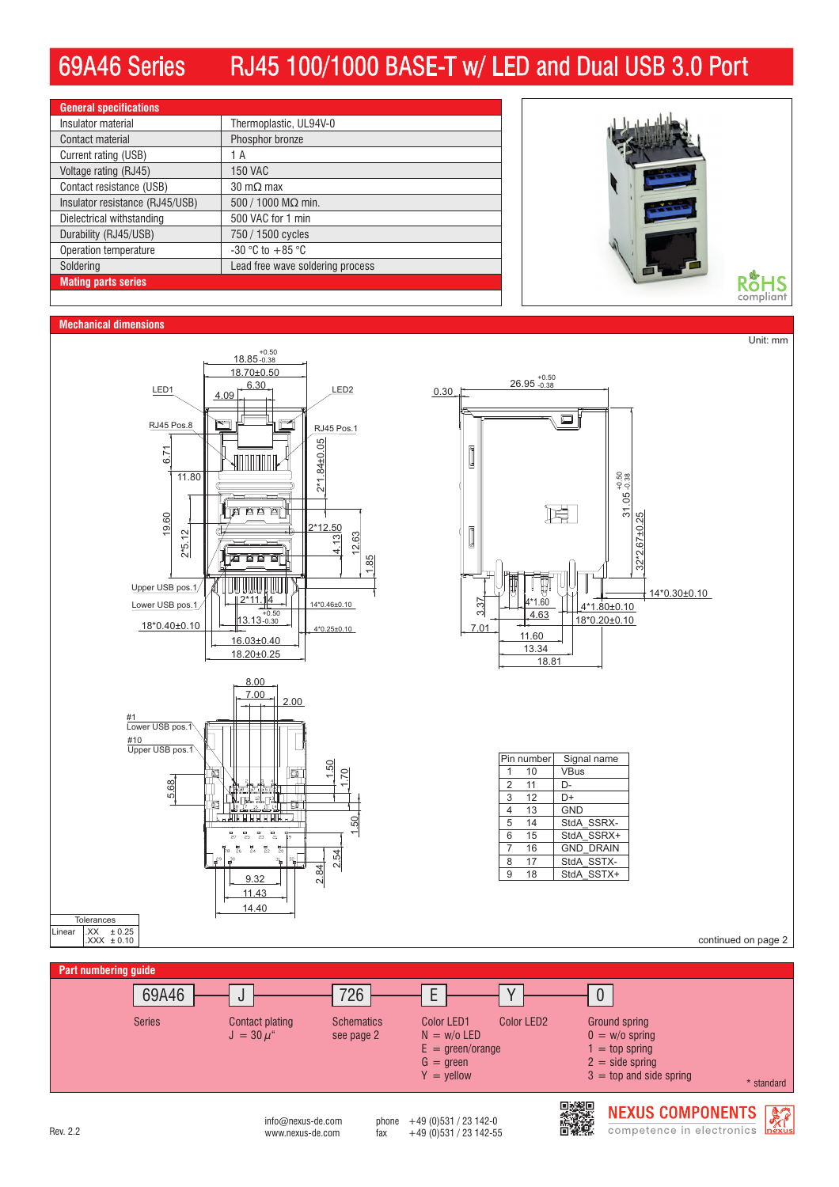# 69A46 Series RJ45 100/1000 BASE-T w/ LED and Dual USB 3.0 Port

## General specifications

| General specifications | |
|---|---|
| Insulator material | Thermoplastic, UL94V-0 |
| Contact material | Phosphor bronze |
| Current rating (USB) | 1 A |
| Voltage rating (RJ45) | 150 VAC |
| Contact resistance (USB) | 30 mΩ max |
| Insulator resistance (RJ45/USB) | 500 / 1000 MΩ min. |
| Dielectrical withstanding | 500 VAC for 1 min |
| Durability (RJ45/USB) | 750 / 1500 cycles |
| Operation temperature | -30 °C to +85 °C |
| Soldering | Lead free wave soldering process |

**Mating parts series**

RoHS compliant

## Mechanical dimensions

Unit: mm

| Pin number | | Signal name |
|---|---|---|
| 1 | 10 | VBus |
| 2 | 11 | D- |
| 3 | 12 | D+ |
| 4 | 13 | GND |
| 5 | 14 | StdA_SSRX- |
| 6 | 15 | StdA_SSRX+ |
| 7 | 16 | GND_DRAIN |
| 8 | 17 | StdA_SSTX- |
| 9 | 18 | StdA_SSTX+ |

| Tolerances | | |
|---|---|---|
| Linear | .XX | ± 0.25 |
| | .XXX | ± 0.10 |

continued on page 2

## Part numbering guide

69A46 – J – 726 – E – Y – 0

- **69A46**: Series
- **J**: Contact plating
  - J = 30 μ"
- **726**: Schematics
  - see page 2
- **E**: Color LED1
  - N = w/o LED
  - E = green/orange
  - G = green
  - Y = yellow
- **Y**: Color LED2
- **0**: Ground spring
  - 0 = w/o spring
  - 1 = top spring
  - 2 = side spring
  - 3 = top and side spring

\* standard

Rev. 2.2

info@nexus-de.com
www.nexus-de.com

phone +49 (0)531 / 23 142-0
fax +49 (0)531 / 23 142-55

NEXUS COMPONENTS
competence in electronics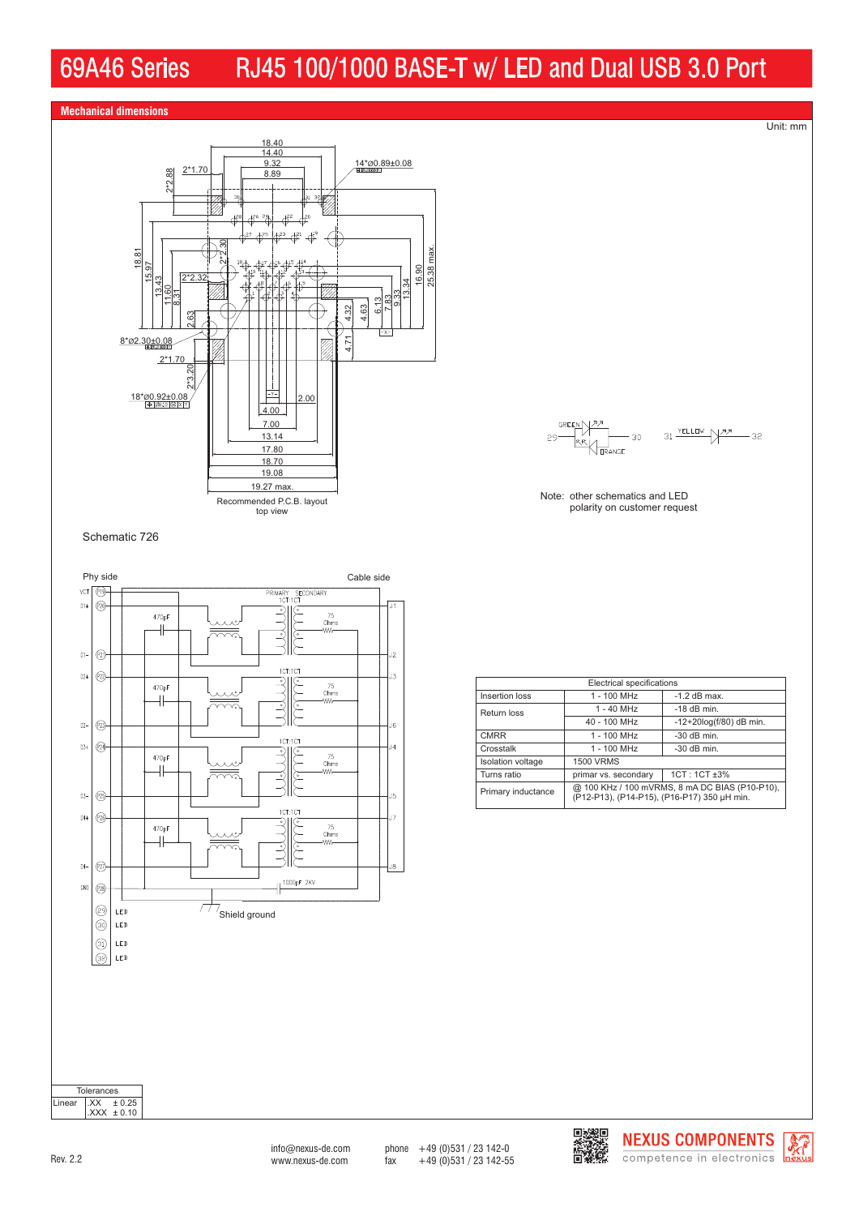# 69A46 Series RJ45 100/1000 BASE-T w/ LED and Dual USB 3.0 Port

## Mechanical dimensions

Unit: mm

Recommended P.C.B. layout
top view

Note: other schematics and LED polarity on customer request

Schematic 726

Phy side

Cable side

Shield ground

| Electrical specifications | | |
|---|---|---|
| Insertion loss | 1 - 100 MHz | -1.2 dB max. |
| Return loss | 1 - 40 MHz | -18 dB min. |
| | 40 - 100 MHz | -12+20log(f/80) dB min. |
| CMRR | 1 - 100 MHz | -30 dB min. |
| Crosstalk | 1 - 100 MHz | -30 dB min. |
| Isolation voltage | 1500 VRMS | |
| Turns ratio | primar vs. secondary | 1CT : 1CT ±3% |
| Primary inductance | @ 100 KHz / 100 mVRMS, 8 mA DC BIAS (P10-P10), (P12-P13), (P14-P15), (P16-P17) 350 µH min. | |

| Tolerances | | |
|---|---|---|
| Linear | .XX | ± 0.25 |
| | .XXX | ± 0.10 |

Rev. 2.2

info@nexus-de.com
www.nexus-de.com

phone +49 (0)531 / 23 142-0
fax +49 (0)531 / 23 142-55

NEXUS COMPONENTS
competence in electronics